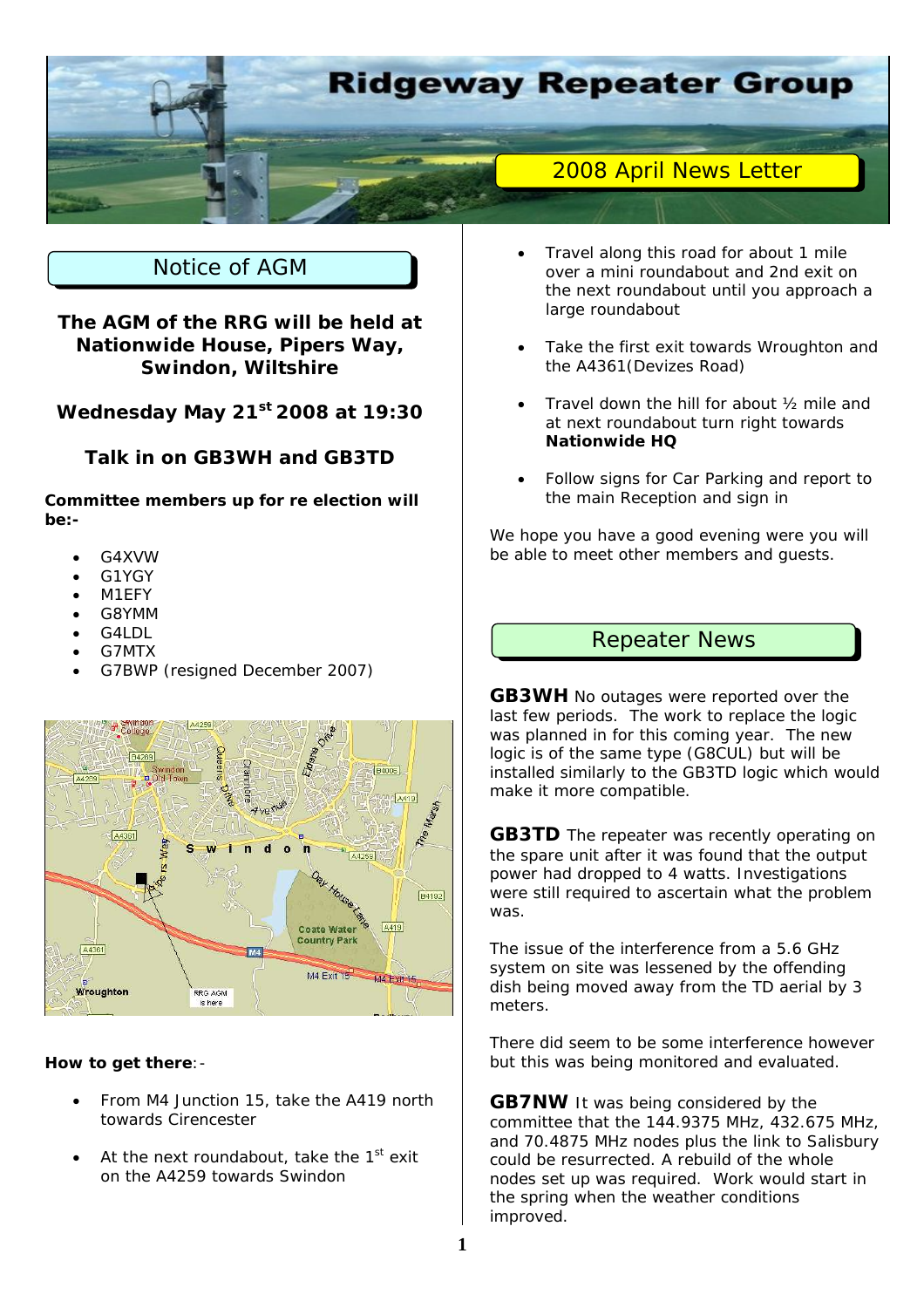# Ridgeway Repeater Group

## 2008 April News Letter

## Notice of AGM

**The AGM of the RRG will be held at Nationwide House, Pipers Way, Swindon, Wiltshire**

**Wednesday May 21st 2008 at 19:30**

**Talk in on GB3WH and GB3TD**

**Committee members up for re election will be:-**

- G4XVW
- G1YGY
- M1EFY
- G8YMM
- G4LDL
- G7MTX
- G7BWP (resigned December 2007)

**How to get there**:-

- From M4 Junction 15, take the A419 north towards Cirencester
- At the next roundabout, take the 1st exit on the A4259 towards Swindon
- Travel along this road for about 1 mile over a mini roundabout and 2nd exit on the next roundabout until you approach a large roundabout
- Take the first exit towards Wroughton and the A4361(Devizes Road)
- Travel down the hill for about ½ mile and at next roundabout turn right towards **Nationwide HQ**
- Follow signs for Car Parking and report to the main Reception and sign in

We hope you have a good evening were you will be able to meet other members and guests.

## Repeater News

**GB3WH** No outages were reported over the last few periods. The work to replace the logic was planned in for this coming year. The new logic is of the same type (G8CUL) but will be installed similarly to the GB3TD logic which would make it more compatible.

**GB3TD** The repeater was recently operating on the spare unit after it was found that the output power had dropped to 4 watts. Investigations were still required to ascertain what the problem was.

The issue of the interference from a 5.6 GHz system on site was lessened by the offending dish being moved away from the TD aerial by 3 meters.

There did seem to be some interference however but this was being monitored and evaluated.

**GB7NW** It was being considered by the committee that the 144.9375 MHz, 432.675 MHz, and 70.4875 MHz nodes plus the link to Salisbury could be resurrected. A rebuild of the whole nodes set up was required. Work would start in the spring when the weather conditions improved.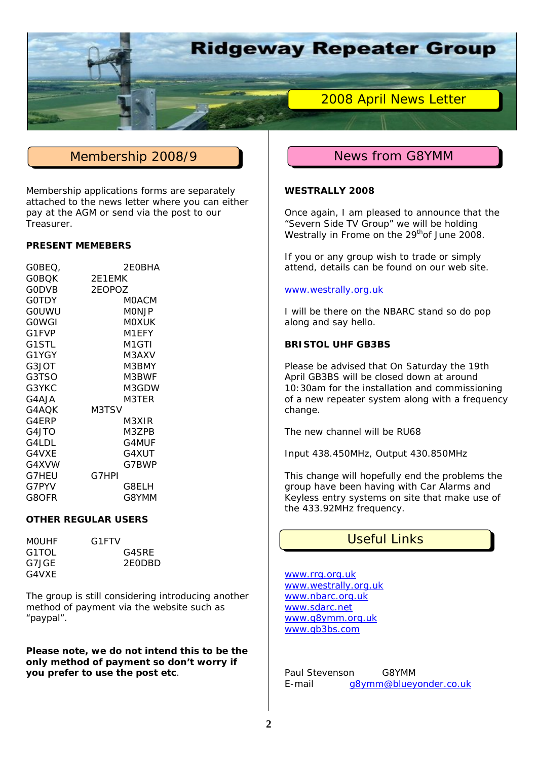# Ridgeway Repeater Group

2008 April News Letter

## Membership 2008/9

Membership applications forms are separately attached to the news letter where you can either pay at the AGM or send via the post to our Treasurer.

**PRESENT MEMEBERS**

| | |
|---|---|
| G0BEQ, | 2E0BHA |
| G0BQK | 2E1EMK |
| G0DVB | 2EOPOZ |
| G0TDY | M0ACM |
| G0UWU | M0NJP |
| G0WGI | M0XUK |
| G1FVP | M1EFY |
| G1STL | M1GTI |
| G1YGY | M3AXV |
| G3JOT | M3BMY |
| G3TSO | M3BWF |
| G3YKC | M3GDW |
| G4AJA | M3TER |
| G4AQK | M3TSV |
| G4ERP | M3XIR |
| G4JTO | M3ZPB |
| G4LDL | G4MUF |
| G4VXE | G4XUT |
| G4XVW | G7BWP |
| G7HEU | G7HPI |
| G7PYV | G8ELH |
| G8OFR | G8YMM |

**OTHER REGULAR USERS**

| | |
|---|---|
| M0UHF | G1FTV |
| G1TOL | G4SRE |
| G7JGE | 2E0DBD |
| G4VXE | |

The group is still considering introducing another method of payment via the website such as "paypal".

**Please note, we do not intend this to be the only method of payment so don't worry if you prefer to use the post etc**.

## News from G8YMM

**WESTRALLY 2008**

Once again, I am pleased to announce that the "Severn Side TV Group" we will be holding Westrally in Frome on the 29th of June 2008.

If you or any group wish to trade or simply attend, details can be found on our web site.

www.westrally.org.uk

I will be there on the NBARC stand so do pop along and say hello.

**BRISTOL UHF GB3BS**

Please be advised that On Saturday the 19th April GB3BS will be closed down at around 10:30am for the installation and commissioning of a new repeater system along with a frequency change.

The new channel will be RU68

Input 438.450MHz, Output 430.850MHz

This change will hopefully end the problems the group have been having with Car Alarms and Keyless entry systems on site that make use of the 433.92MHz frequency.

## Useful Links

www.rrg.org.uk
www.westrally.org.uk
www.nbarc.org.uk
www.sdarc.net
www.g8ymm.org.uk
www.gb3bs.com

Paul Stevenson G8YMM
E-mail g8ymm@blueyonder.co.uk